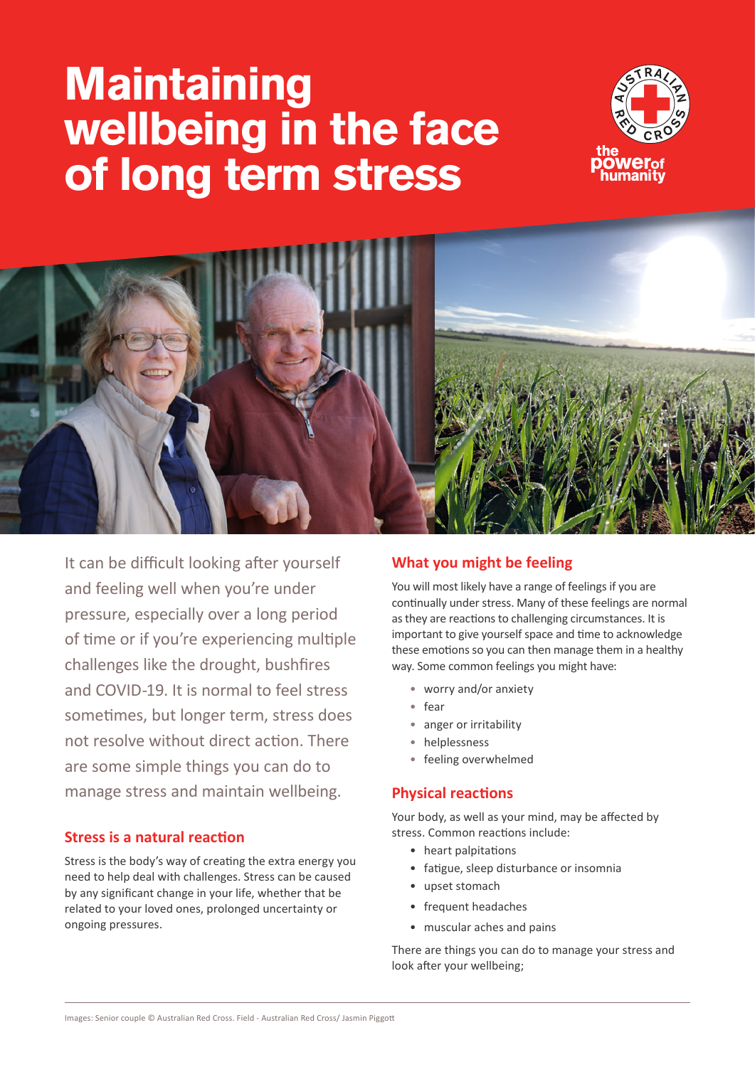# Maintaining wellbeing in the face of long term stress

the power of humanity

It can be difficult looking after yourself and feeling well when you're under pressure, especially over a long period of time or if you're experiencing multiple challenges like the drought, bushfires and COVID-19. It is normal to feel stress sometimes, but longer term, stress does not resolve without direct action. There are some simple things you can do to manage stress and maintain wellbeing.

## Stress is a natural reaction

Stress is the body's way of creating the extra energy you need to help deal with challenges. Stress can be caused by any significant change in your life, whether that be related to your loved ones, prolonged uncertainty or ongoing pressures.

## What you might be feeling

You will most likely have a range of feelings if you are continually under stress. Many of these feelings are normal as they are reactions to challenging circumstances. It is important to give yourself space and time to acknowledge these emotions so you can then manage them in a healthy way. Some common feelings you might have:

- worry and/or anxiety
- fear
- anger or irritability
- helplessness
- feeling overwhelmed

## Physical reactions

Your body, as well as your mind, may be affected by stress. Common reactions include:

- heart palpitations
- fatigue, sleep disturbance or insomnia
- upset stomach
- frequent headaches
- muscular aches and pains

There are things you can do to manage your stress and look after your wellbeing;

Images: Senior couple © Australian Red Cross. Field - Australian Red Cross/ Jasmin Piggott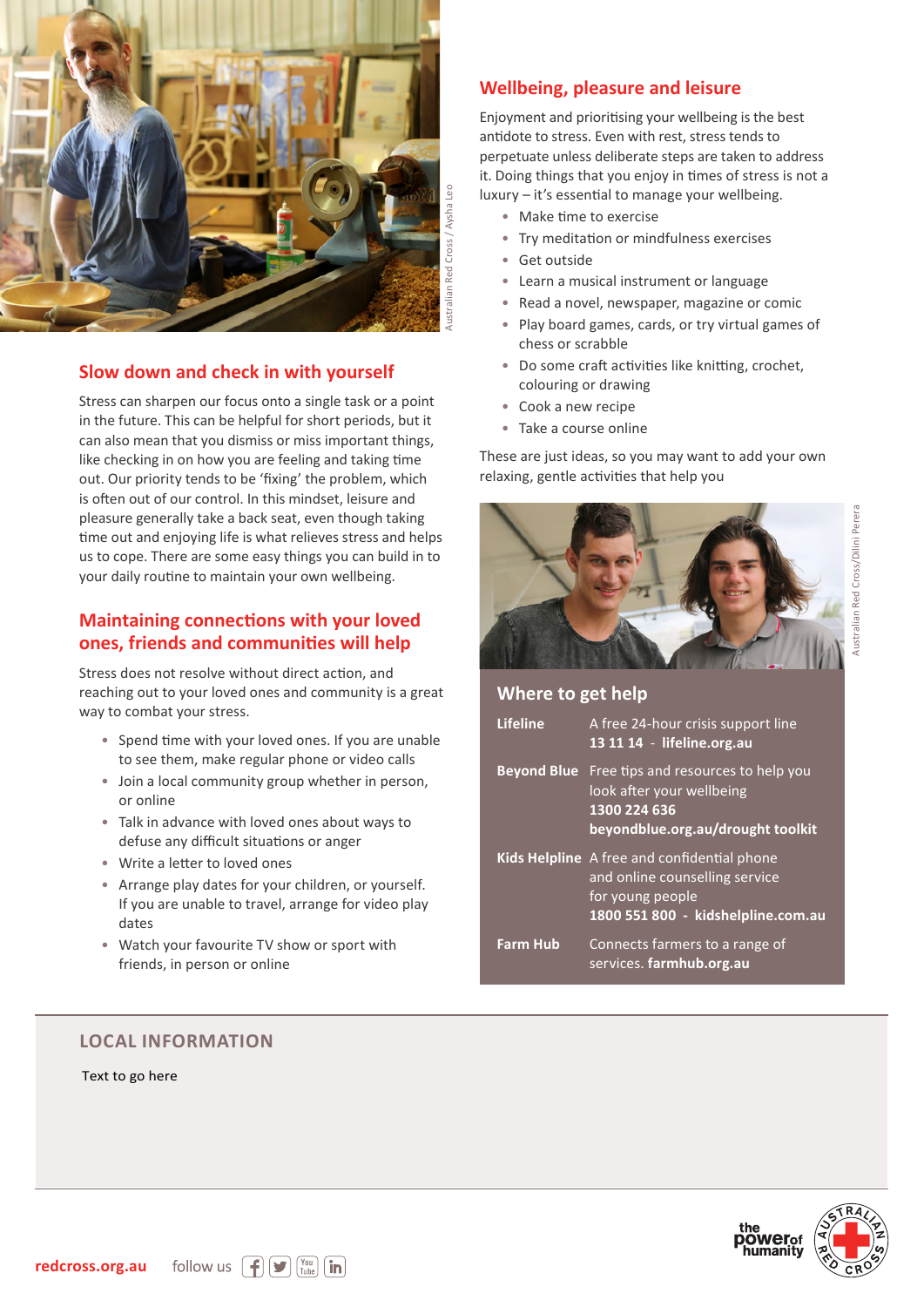Australian Red Cross / Aysha Leo

## Slow down and check in with yourself

Stress can sharpen our focus onto a single task or a point in the future. This can be helpful for short periods, but it can also mean that you dismiss or miss important things, like checking in on how you are feeling and taking time out. Our priority tends to be 'fixing' the problem, which is often out of our control. In this mindset, leisure and pleasure generally take a back seat, even though taking time out and enjoying life is what relieves stress and helps us to cope. There are some easy things you can build in to your daily routine to maintain your own wellbeing.

## Maintaining connections with your loved ones, friends and communities will help

Stress does not resolve without direct action, and reaching out to your loved ones and community is a great way to combat your stress.

- Spend time with your loved ones. If you are unable to see them, make regular phone or video calls
- Join a local community group whether in person, or online
- Talk in advance with loved ones about ways to defuse any difficult situations or anger
- Write a letter to loved ones
- Arrange play dates for your children, or yourself. If you are unable to travel, arrange for video play dates
- Watch your favourite TV show or sport with friends, in person or online

## Wellbeing, pleasure and leisure

Enjoyment and prioritising your wellbeing is the best antidote to stress. Even with rest, stress tends to perpetuate unless deliberate steps are taken to address it. Doing things that you enjoy in times of stress is not a luxury – it's essential to manage your wellbeing.

- Make time to exercise
- Try meditation or mindfulness exercises
- Get outside
- Learn a musical instrument or language
- Read a novel, newspaper, magazine or comic
- Play board games, cards, or try virtual games of chess or scrabble
- Do some craft activities like knitting, crochet, colouring or drawing
- Cook a new recipe
- Take a course online

These are just ideas, so you may want to add your own relaxing, gentle activities that help you

Australian Red Cross/Dilini Perera

## Where to get help

| | |
|---|---|
| **Lifeline** | A free 24-hour crisis support line **13 11 14 - lifeline.org.au** |
| **Beyond Blue** | Free tips and resources to help you look after your wellbeing **1300 224 636** **beyondblue.org.au/drought toolkit** |
| **Kids Helpline** | A free and confidential phone and online counselling service for young people **1800 551 800 - kidshelpline.com.au** |
| **Farm Hub** | Connects farmers to a range of services. **farmhub.org.au** |

## LOCAL INFORMATION

Text to go here

**redcross.org.au** follow us

the power of humanity